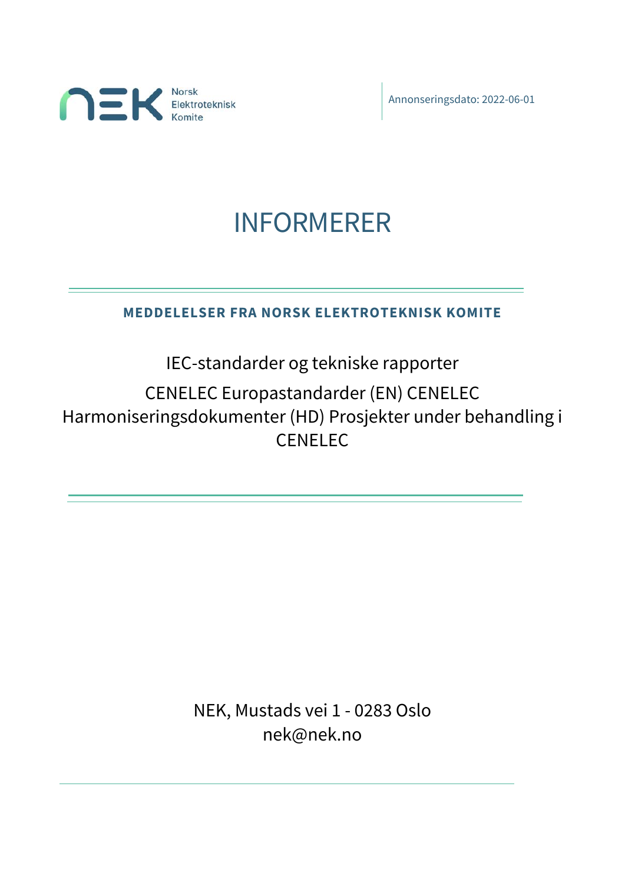Norsk Elektroteknisk Komite

Annonseringsdato: 2022-06-01

# INFORMERER

**MEDDELELSER FRA NORSK ELEKTROTEKNISK KOMITE**

IEC-standarder og tekniske rapporter

CENELEC Europastandarder (EN) CENELEC Harmoniseringsdokumenter (HD) Prosjekter under behandling i CENELEC

NEK, Mustads vei 1 - 0283 Oslo
nek@nek.no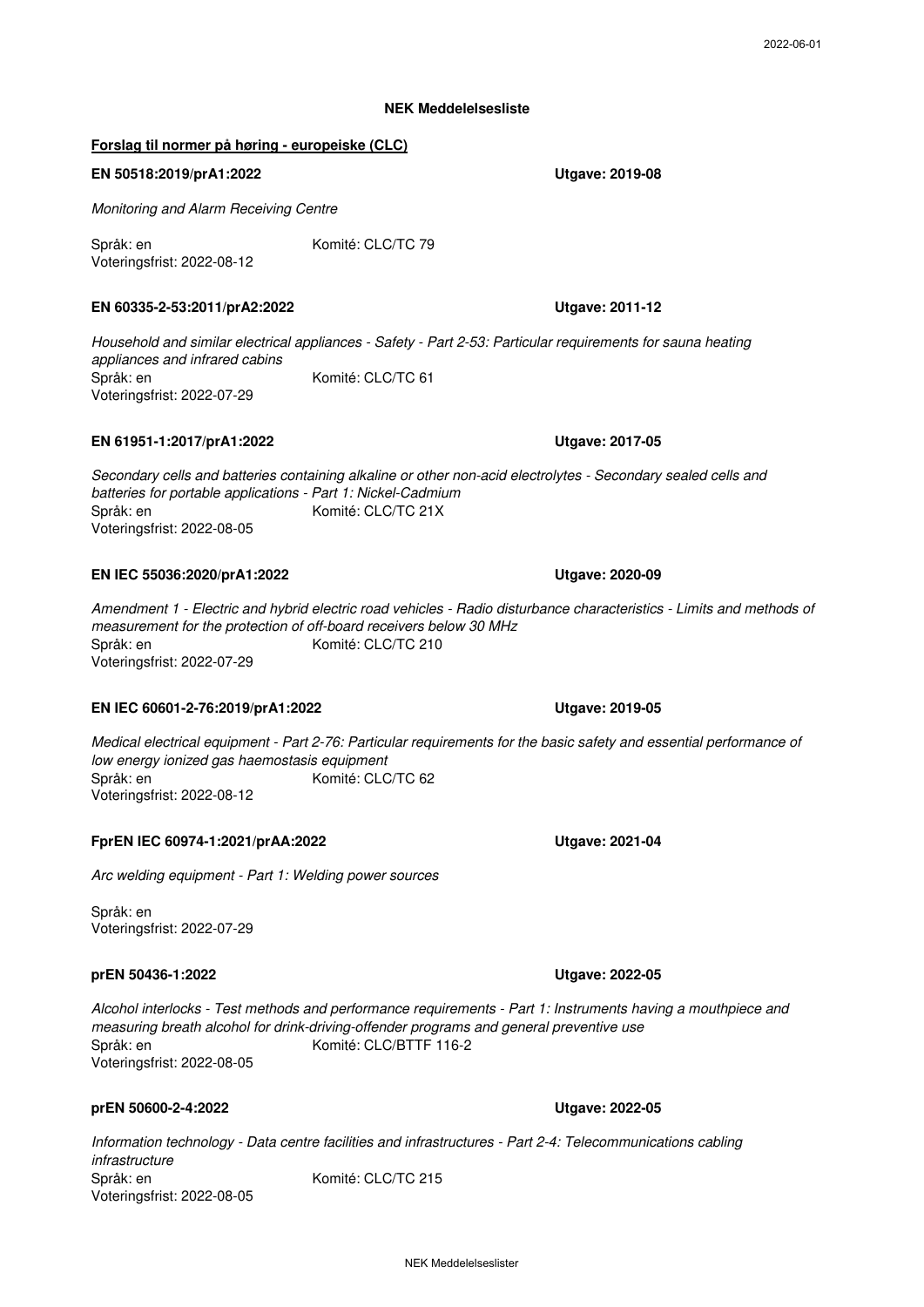**NEK Meddelelsesliste**

**Forslag til normer på høring - europeiske (CLC)**

**EN 50518:2019/prA1:2022** **Utgave: 2019-08**

*Monitoring and Alarm Receiving Centre*

Språk: en Komité: CLC/TC 79
Voteringsfrist: 2022-08-12

**EN 60335-2-53:2011/prA2:2022** **Utgave: 2011-12**

*Household and similar electrical appliances - Safety - Part 2-53: Particular requirements for sauna heating appliances and infrared cabins*
Språk: en Komité: CLC/TC 61
Voteringsfrist: 2022-07-29

**EN 61951-1:2017/prA1:2022** **Utgave: 2017-05**

*Secondary cells and batteries containing alkaline or other non-acid electrolytes - Secondary sealed cells and batteries for portable applications - Part 1: Nickel-Cadmium*
Språk: en Komité: CLC/TC 21X
Voteringsfrist: 2022-08-05

**EN IEC 55036:2020/prA1:2022** **Utgave: 2020-09**

*Amendment 1 - Electric and hybrid electric road vehicles - Radio disturbance characteristics - Limits and methods of measurement for the protection of off-board receivers below 30 MHz*
Språk: en Komité: CLC/TC 210
Voteringsfrist: 2022-07-29

**EN IEC 60601-2-76:2019/prA1:2022** **Utgave: 2019-05**

*Medical electrical equipment - Part 2-76: Particular requirements for the basic safety and essential performance of low energy ionized gas haemostasis equipment*
Språk: en Komité: CLC/TC 62
Voteringsfrist: 2022-08-12

**FprEN IEC 60974-1:2021/prAA:2022** **Utgave: 2021-04**

*Arc welding equipment - Part 1: Welding power sources*

Språk: en
Voteringsfrist: 2022-07-29

**prEN 50436-1:2022** **Utgave: 2022-05**

*Alcohol interlocks - Test methods and performance requirements - Part 1: Instruments having a mouthpiece and measuring breath alcohol for drink-driving-offender programs and general preventive use*
Språk: en Komité: CLC/BTTF 116-2
Voteringsfrist: 2022-08-05

**prEN 50600-2-4:2022** **Utgave: 2022-05**

*Information technology - Data centre facilities and infrastructures - Part 2-4: Telecommunications cabling infrastructure*
Språk: en Komité: CLC/TC 215
Voteringsfrist: 2022-08-05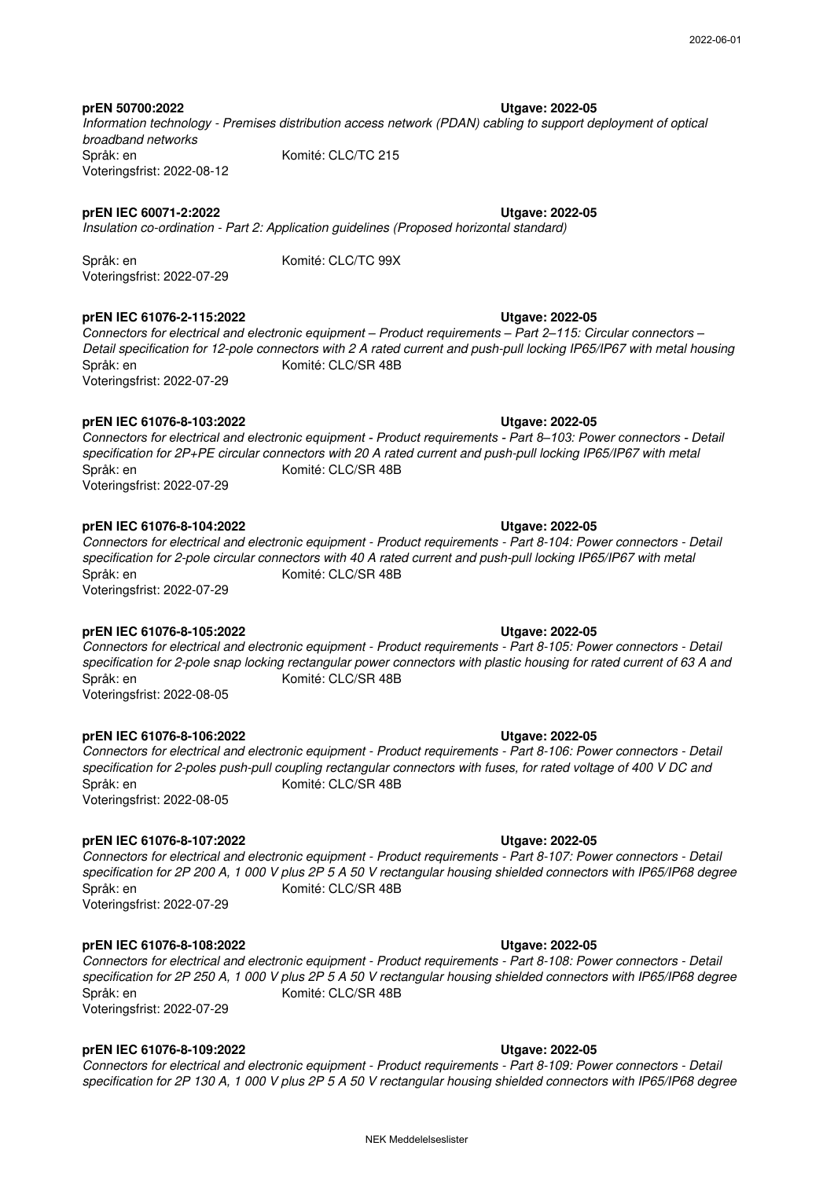**prEN 50700:2022** **Utgave: 2022-05**

*Information technology - Premises distribution access network (PDAN) cabling to support deployment of optical broadband networks*

Språk: en Komité: CLC/TC 215

Voteringsfrist: 2022-08-12

**prEN IEC 60071-2:2022** **Utgave: 2022-05**

*Insulation co-ordination - Part 2: Application guidelines (Proposed horizontal standard)*

Språk: en Komité: CLC/TC 99X

Voteringsfrist: 2022-07-29

**prEN IEC 61076-2-115:2022** **Utgave: 2022-05**

*Connectors for electrical and electronic equipment – Product requirements – Part 2–115: Circular connectors – Detail specification for 12-pole connectors with 2 A rated current and push-pull locking IP65/IP67 with metal housing*

Språk: en Komité: CLC/SR 48B

Voteringsfrist: 2022-07-29

**prEN IEC 61076-8-103:2022** **Utgave: 2022-05**

*Connectors for electrical and electronic equipment - Product requirements - Part 8–103: Power connectors - Detail specification for 2P+PE circular connectors with 20 A rated current and push-pull locking IP65/IP67 with metal*

Språk: en Komité: CLC/SR 48B

Voteringsfrist: 2022-07-29

**prEN IEC 61076-8-104:2022** **Utgave: 2022-05**

*Connectors for electrical and electronic equipment - Product requirements - Part 8-104: Power connectors - Detail specification for 2-pole circular connectors with 40 A rated current and push-pull locking IP65/IP67 with metal*

Språk: en Komité: CLC/SR 48B

Voteringsfrist: 2022-07-29

**prEN IEC 61076-8-105:2022** **Utgave: 2022-05**

*Connectors for electrical and electronic equipment - Product requirements - Part 8-105: Power connectors - Detail specification for 2-pole snap locking rectangular power connectors with plastic housing for rated current of 63 A and*

Språk: en Komité: CLC/SR 48B

Voteringsfrist: 2022-08-05

**prEN IEC 61076-8-106:2022** **Utgave: 2022-05**

*Connectors for electrical and electronic equipment - Product requirements - Part 8-106: Power connectors - Detail specification for 2-poles push-pull coupling rectangular connectors with fuses, for rated voltage of 400 V DC and*

Språk: en Komité: CLC/SR 48B

Voteringsfrist: 2022-08-05

**prEN IEC 61076-8-107:2022** **Utgave: 2022-05**

*Connectors for electrical and electronic equipment - Product requirements - Part 8-107: Power connectors - Detail specification for 2P 200 A, 1 000 V plus 2P 5 A 50 V rectangular housing shielded connectors with IP65/IP68 degree*

Språk: en Komité: CLC/SR 48B

Voteringsfrist: 2022-07-29

**prEN IEC 61076-8-108:2022** **Utgave: 2022-05**

*Connectors for electrical and electronic equipment - Product requirements - Part 8-108: Power connectors - Detail specification for 2P 250 A, 1 000 V plus 2P 5 A 50 V rectangular housing shielded connectors with IP65/IP68 degree*

Språk: en Komité: CLC/SR 48B

Voteringsfrist: 2022-07-29

**prEN IEC 61076-8-109:2022** **Utgave: 2022-05**

*Connectors for electrical and electronic equipment - Product requirements - Part 8-109: Power connectors - Detail specification for 2P 130 A, 1 000 V plus 2P 5 A 50 V rectangular housing shielded connectors with IP65/IP68 degree*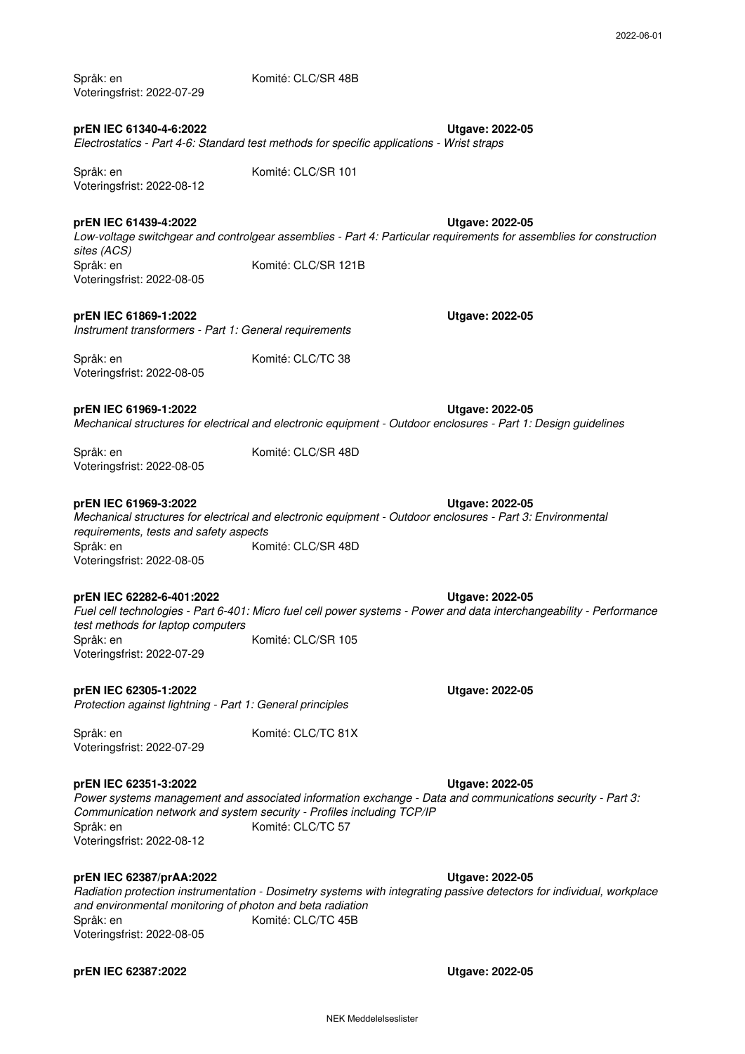Språk: en Komité: CLC/SR 48B
Voteringsfrist: 2022-07-29

**prEN IEC 61340-4-6:2022** **Utgave: 2022-05**
*Electrostatics - Part 4-6: Standard test methods for specific applications - Wrist straps*

Språk: en Komité: CLC/SR 101
Voteringsfrist: 2022-08-12

**prEN IEC 61439-4:2022** **Utgave: 2022-05**
*Low-voltage switchgear and controlgear assemblies - Part 4: Particular requirements for assemblies for construction sites (ACS)*
Språk: en Komité: CLC/SR 121B
Voteringsfrist: 2022-08-05

**prEN IEC 61869-1:2022** **Utgave: 2022-05**
*Instrument transformers - Part 1: General requirements*

Språk: en Komité: CLC/TC 38
Voteringsfrist: 2022-08-05

**prEN IEC 61969-1:2022** **Utgave: 2022-05**
*Mechanical structures for electrical and electronic equipment - Outdoor enclosures - Part 1: Design guidelines*

Språk: en Komité: CLC/SR 48D
Voteringsfrist: 2022-08-05

**prEN IEC 61969-3:2022** **Utgave: 2022-05**
*Mechanical structures for electrical and electronic equipment - Outdoor enclosures - Part 3: Environmental requirements, tests and safety aspects*
Språk: en Komité: CLC/SR 48D
Voteringsfrist: 2022-08-05

**prEN IEC 62282-6-401:2022** **Utgave: 2022-05**
*Fuel cell technologies - Part 6-401: Micro fuel cell power systems - Power and data interchangeability - Performance test methods for laptop computers*
Språk: en Komité: CLC/SR 105
Voteringsfrist: 2022-07-29

**prEN IEC 62305-1:2022** **Utgave: 2022-05**
*Protection against lightning - Part 1: General principles*

Språk: en Komité: CLC/TC 81X
Voteringsfrist: 2022-07-29

**prEN IEC 62351-3:2022** **Utgave: 2022-05**
*Power systems management and associated information exchange - Data and communications security - Part 3: Communication network and system security - Profiles including TCP/IP*
Språk: en Komité: CLC/TC 57
Voteringsfrist: 2022-08-12

**prEN IEC 62387/prAA:2022** **Utgave: 2022-05**
*Radiation protection instrumentation - Dosimetry systems with integrating passive detectors for individual, workplace and environmental monitoring of photon and beta radiation*
Språk: en Komité: CLC/TC 45B
Voteringsfrist: 2022-08-05

**prEN IEC 62387:2022** **Utgave: 2022-05**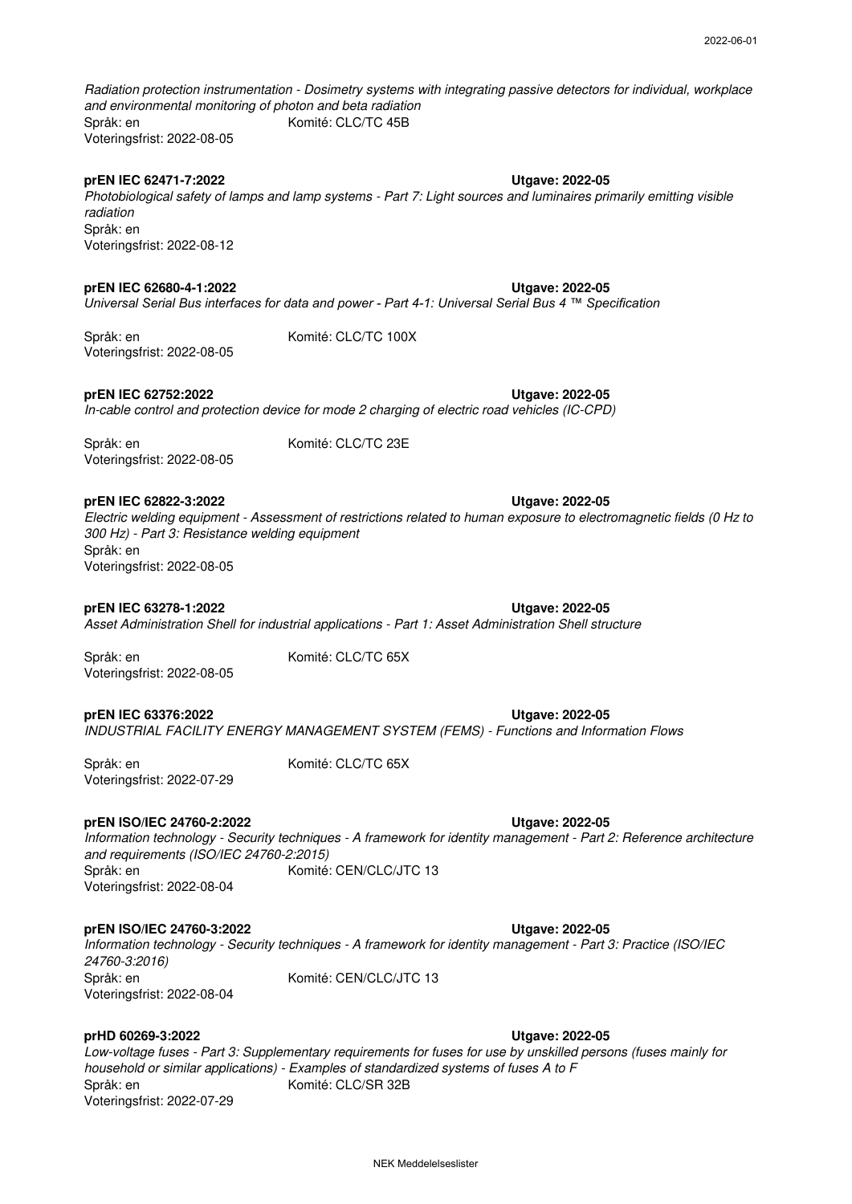*Radiation protection instrumentation - Dosimetry systems with integrating passive detectors for individual, workplace and environmental monitoring of photon and beta radiation*
Språk: en Komité: CLC/TC 45B
Voteringsfrist: 2022-08-05

**prEN IEC 62471-7:2022** **Utgave: 2022-05**
*Photobiological safety of lamps and lamp systems - Part 7: Light sources and luminaires primarily emitting visible radiation*
Språk: en
Voteringsfrist: 2022-08-12

**prEN IEC 62680-4-1:2022** **Utgave: 2022-05**
*Universal Serial Bus interfaces for data and power - Part 4-1: Universal Serial Bus 4 ™ Specification*

Språk: en Komité: CLC/TC 100X
Voteringsfrist: 2022-08-05

**prEN IEC 62752:2022** **Utgave: 2022-05**
*In-cable control and protection device for mode 2 charging of electric road vehicles (IC-CPD)*

Språk: en Komité: CLC/TC 23E
Voteringsfrist: 2022-08-05

**prEN IEC 62822-3:2022** **Utgave: 2022-05**
*Electric welding equipment - Assessment of restrictions related to human exposure to electromagnetic fields (0 Hz to 300 Hz) - Part 3: Resistance welding equipment*
Språk: en
Voteringsfrist: 2022-08-05

**prEN IEC 63278-1:2022** **Utgave: 2022-05**
*Asset Administration Shell for industrial applications - Part 1: Asset Administration Shell structure*

Språk: en Komité: CLC/TC 65X
Voteringsfrist: 2022-08-05

**prEN IEC 63376:2022** **Utgave: 2022-05**
*INDUSTRIAL FACILITY ENERGY MANAGEMENT SYSTEM (FEMS) - Functions and Information Flows*

Språk: en Komité: CLC/TC 65X
Voteringsfrist: 2022-07-29

**prEN ISO/IEC 24760-2:2022** **Utgave: 2022-05**
*Information technology - Security techniques - A framework for identity management - Part 2: Reference architecture and requirements (ISO/IEC 24760-2:2015)*
Språk: en Komité: CEN/CLC/JTC 13
Voteringsfrist: 2022-08-04

**prEN ISO/IEC 24760-3:2022** **Utgave: 2022-05**
*Information technology - Security techniques - A framework for identity management - Part 3: Practice (ISO/IEC 24760-3:2016)*
Språk: en Komité: CEN/CLC/JTC 13
Voteringsfrist: 2022-08-04

**prHD 60269-3:2022** **Utgave: 2022-05**
*Low-voltage fuses - Part 3: Supplementary requirements for fuses for use by unskilled persons (fuses mainly for household or similar applications) - Examples of standardized systems of fuses A to F*
Språk: en Komité: CLC/SR 32B
Voteringsfrist: 2022-07-29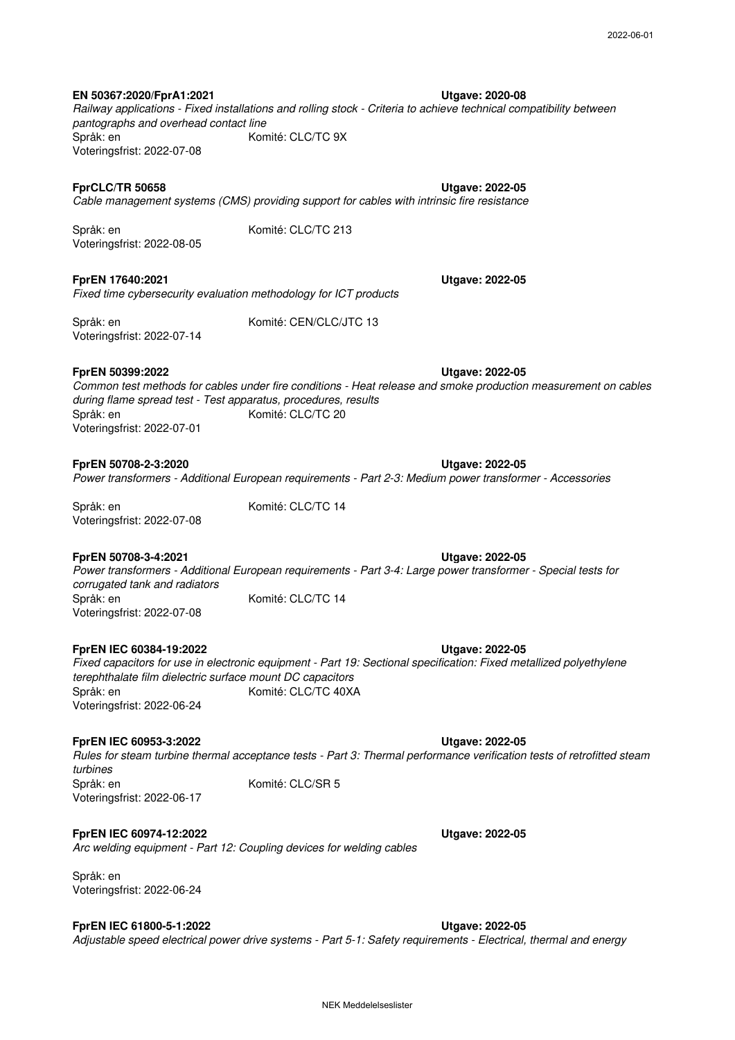**EN 50367:2020/FprA1:2021** **Utgave: 2020-08**

*Railway applications - Fixed installations and rolling stock - Criteria to achieve technical compatibility between pantographs and overhead contact line*

Språk: en Komité: CLC/TC 9X

Voteringsfrist: 2022-07-08

**FprCLC/TR 50658** **Utgave: 2022-05**

*Cable management systems (CMS) providing support for cables with intrinsic fire resistance*

Språk: en Komité: CLC/TC 213

Voteringsfrist: 2022-08-05

**FprEN 17640:2021** **Utgave: 2022-05**

*Fixed time cybersecurity evaluation methodology for ICT products*

Språk: en Komité: CEN/CLC/JTC 13

Voteringsfrist: 2022-07-14

**FprEN 50399:2022** **Utgave: 2022-05**

*Common test methods for cables under fire conditions - Heat release and smoke production measurement on cables during flame spread test - Test apparatus, procedures, results*

Språk: en Komité: CLC/TC 20

Voteringsfrist: 2022-07-01

**FprEN 50708-2-3:2020** **Utgave: 2022-05**

*Power transformers - Additional European requirements - Part 2-3: Medium power transformer - Accessories*

Språk: en Komité: CLC/TC 14

Voteringsfrist: 2022-07-08

**FprEN 50708-3-4:2021** **Utgave: 2022-05**

*Power transformers - Additional European requirements - Part 3-4: Large power transformer - Special tests for corrugated tank and radiators*

Språk: en Komité: CLC/TC 14

Voteringsfrist: 2022-07-08

**FprEN IEC 60384-19:2022** **Utgave: 2022-05**

*Fixed capacitors for use in electronic equipment - Part 19: Sectional specification: Fixed metallized polyethylene terephthalate film dielectric surface mount DC capacitors*

Språk: en Komité: CLC/TC 40XA

Voteringsfrist: 2022-06-24

**FprEN IEC 60953-3:2022** **Utgave: 2022-05**

*Rules for steam turbine thermal acceptance tests - Part 3: Thermal performance verification tests of retrofitted steam turbines*

Språk: en Komité: CLC/SR 5

Voteringsfrist: 2022-06-17

**FprEN IEC 60974-12:2022** **Utgave: 2022-05**

*Arc welding equipment - Part 12: Coupling devices for welding cables*

Språk: en

Voteringsfrist: 2022-06-24

**FprEN IEC 61800-5-1:2022** **Utgave: 2022-05**

*Adjustable speed electrical power drive systems - Part 5-1: Safety requirements - Electrical, thermal and energy*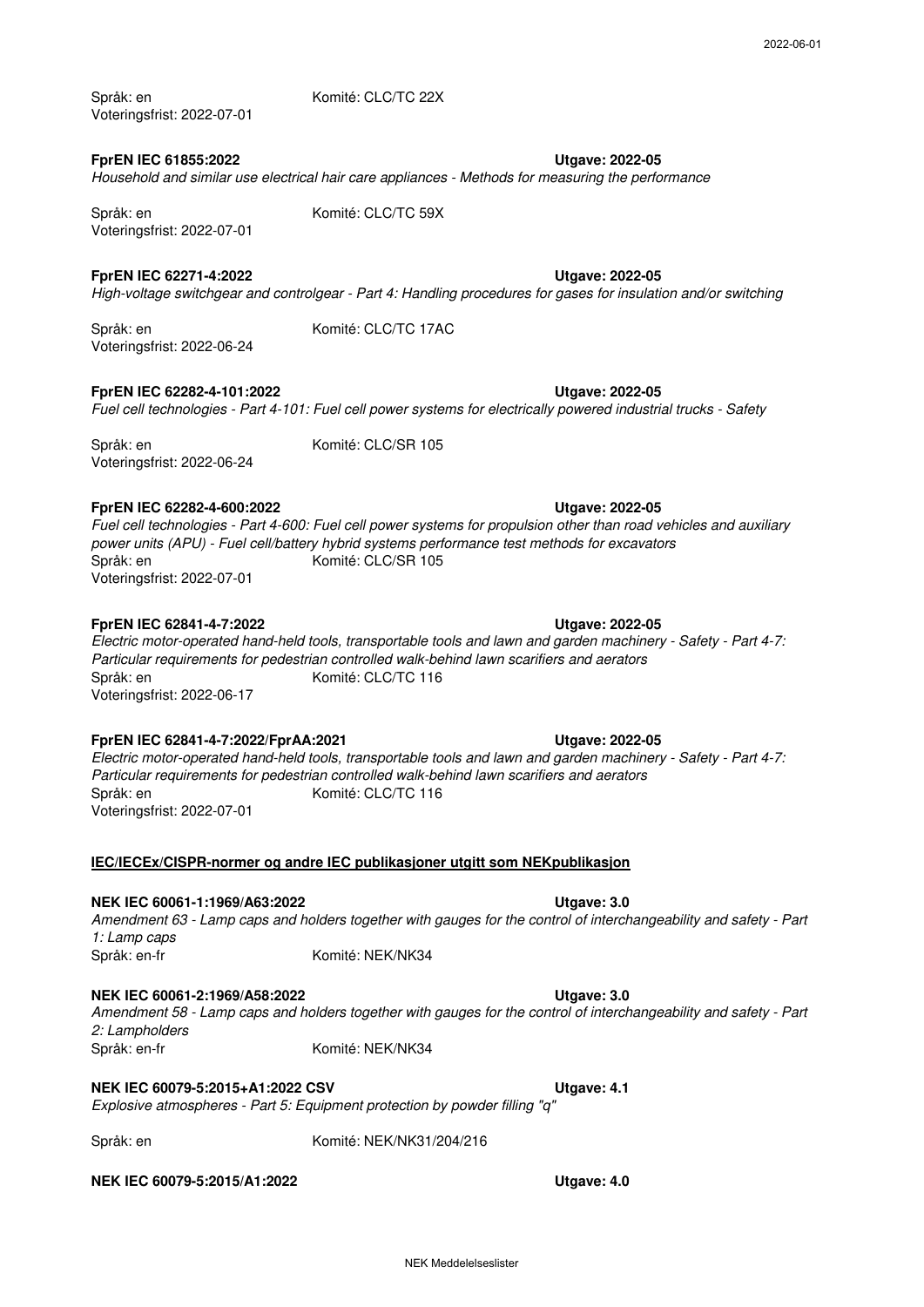Språk: en Komité: CLC/TC 22X
Voteringsfrist: 2022-07-01

**FprEN IEC 61855:2022** **Utgave: 2022-05**
*Household and similar use electrical hair care appliances - Methods for measuring the performance*

Språk: en Komité: CLC/TC 59X
Voteringsfrist: 2022-07-01

**FprEN IEC 62271-4:2022** **Utgave: 2022-05**
*High-voltage switchgear and controlgear - Part 4: Handling procedures for gases for insulation and/or switching*

Språk: en Komité: CLC/TC 17AC
Voteringsfrist: 2022-06-24

**FprEN IEC 62282-4-101:2022** **Utgave: 2022-05**
*Fuel cell technologies - Part 4-101: Fuel cell power systems for electrically powered industrial trucks - Safety*

Språk: en Komité: CLC/SR 105
Voteringsfrist: 2022-06-24

**FprEN IEC 62282-4-600:2022** **Utgave: 2022-05**
*Fuel cell technologies - Part 4-600: Fuel cell power systems for propulsion other than road vehicles and auxiliary power units (APU) - Fuel cell/battery hybrid systems performance test methods for excavators*
Språk: en Komité: CLC/SR 105
Voteringsfrist: 2022-07-01

**FprEN IEC 62841-4-7:2022** **Utgave: 2022-05**
*Electric motor-operated hand-held tools, transportable tools and lawn and garden machinery - Safety - Part 4-7: Particular requirements for pedestrian controlled walk-behind lawn scarifiers and aerators*
Språk: en Komité: CLC/TC 116
Voteringsfrist: 2022-06-17

**FprEN IEC 62841-4-7:2022/FprAA:2021** **Utgave: 2022-05**
*Electric motor-operated hand-held tools, transportable tools and lawn and garden machinery - Safety - Part 4-7: Particular requirements for pedestrian controlled walk-behind lawn scarifiers and aerators*
Språk: en Komité: CLC/TC 116
Voteringsfrist: 2022-07-01

**IEC/IECEx/CISPR-normer og andre IEC publikasjoner utgitt som NEKpublikasjon**

**NEK IEC 60061-1:1969/A63:2022** **Utgave: 3.0**
*Amendment 63 - Lamp caps and holders together with gauges for the control of interchangeability and safety - Part 1: Lamp caps*
Språk: en-fr Komité: NEK/NK34

**NEK IEC 60061-2:1969/A58:2022** **Utgave: 3.0**
*Amendment 58 - Lamp caps and holders together with gauges for the control of interchangeability and safety - Part 2: Lampholders*
Språk: en-fr Komité: NEK/NK34

**NEK IEC 60079-5:2015+A1:2022 CSV** **Utgave: 4.1**
*Explosive atmospheres - Part 5: Equipment protection by powder filling "q"*

Språk: en Komité: NEK/NK31/204/216

**NEK IEC 60079-5:2015/A1:2022** **Utgave: 4.0**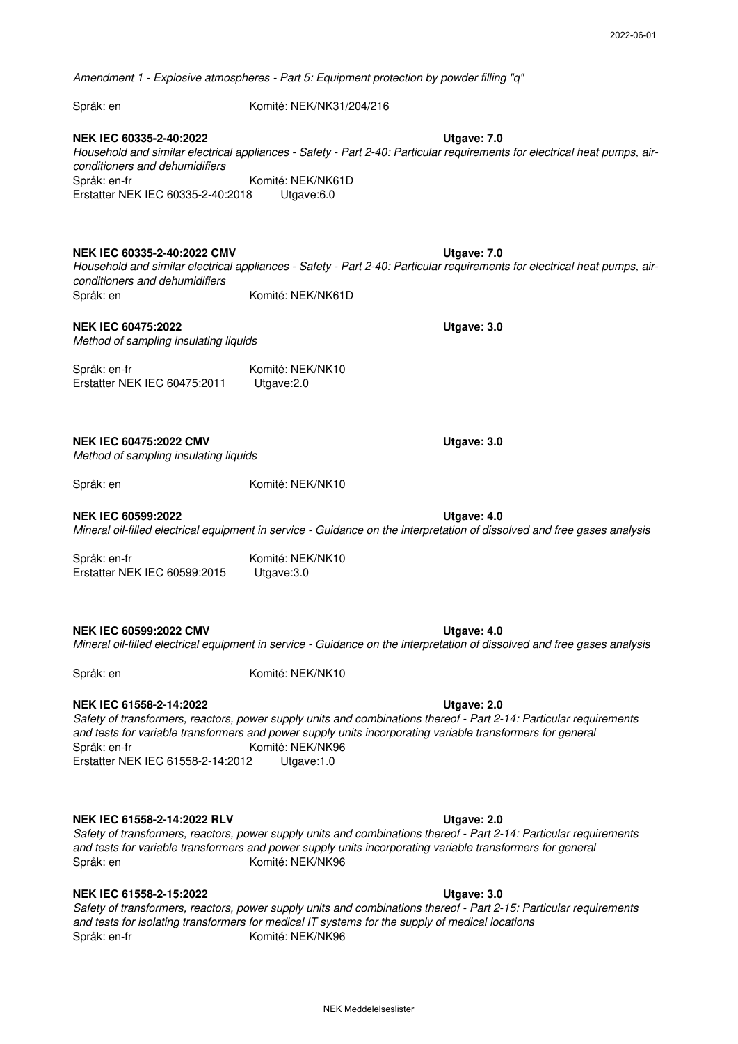*Amendment 1 - Explosive atmospheres - Part 5: Equipment protection by powder filling "q"*

Språk: en Komité: NEK/NK31/204/216

**NEK IEC 60335-2-40:2022** **Utgave: 7.0**

*Household and similar electrical appliances - Safety - Part 2-40: Particular requirements for electrical heat pumps, air-conditioners and dehumidifiers*

Språk: en-fr Komité: NEK/NK61D

Erstatter NEK IEC 60335-2-40:2018 Utgave:6.0

**NEK IEC 60335-2-40:2022 CMV** **Utgave: 7.0**

*Household and similar electrical appliances - Safety - Part 2-40: Particular requirements for electrical heat pumps, air-conditioners and dehumidifiers*

Språk: en Komité: NEK/NK61D

**NEK IEC 60475:2022** **Utgave: 3.0**

*Method of sampling insulating liquids*

Språk: en-fr Komité: NEK/NK10

Erstatter NEK IEC 60475:2011 Utgave:2.0

**NEK IEC 60475:2022 CMV** **Utgave: 3.0**

*Method of sampling insulating liquids*

Språk: en Komité: NEK/NK10

**NEK IEC 60599:2022** **Utgave: 4.0**

*Mineral oil-filled electrical equipment in service - Guidance on the interpretation of dissolved and free gases analysis*

Språk: en-fr Komité: NEK/NK10

Erstatter NEK IEC 60599:2015 Utgave:3.0

**NEK IEC 60599:2022 CMV** **Utgave: 4.0**

*Mineral oil-filled electrical equipment in service - Guidance on the interpretation of dissolved and free gases analysis*

Språk: en Komité: NEK/NK10

**NEK IEC 61558-2-14:2022** **Utgave: 2.0**

*Safety of transformers, reactors, power supply units and combinations thereof - Part 2-14: Particular requirements and tests for variable transformers and power supply units incorporating variable transformers for general*

Språk: en-fr Komité: NEK/NK96

Erstatter NEK IEC 61558-2-14:2012 Utgave:1.0

**NEK IEC 61558-2-14:2022 RLV** **Utgave: 2.0**

*Safety of transformers, reactors, power supply units and combinations thereof - Part 2-14: Particular requirements and tests for variable transformers and power supply units incorporating variable transformers for general*

Språk: en Komité: NEK/NK96

**NEK IEC 61558-2-15:2022** **Utgave: 3.0**

*Safety of transformers, reactors, power supply units and combinations thereof - Part 2-15: Particular requirements and tests for isolating transformers for medical IT systems for the supply of medical locations*

Språk: en-fr Komité: NEK/NK96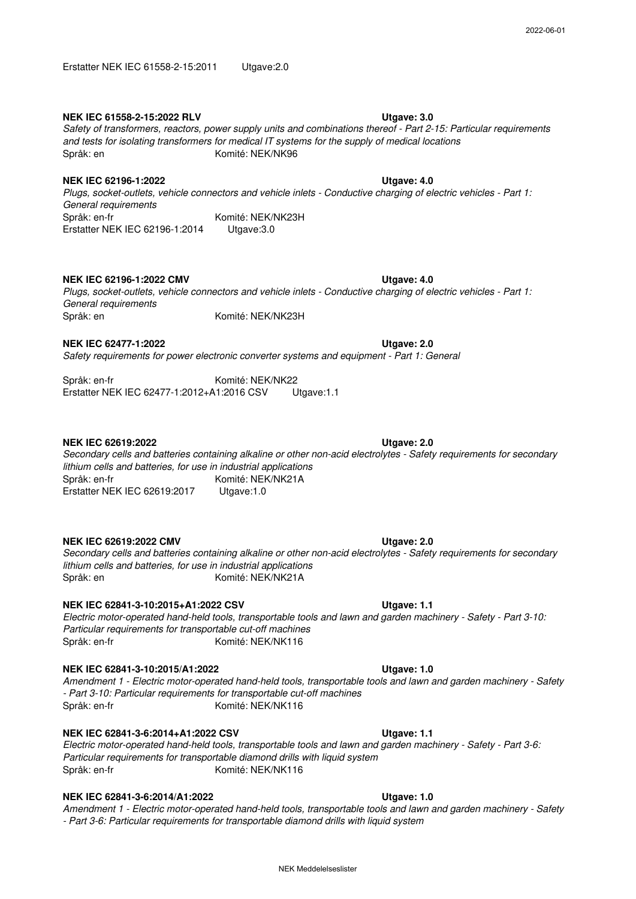Erstatter NEK IEC 61558-2-15:2011 Utgave:2.0

**NEK IEC 61558-2-15:2022 RLV** **Utgave: 3.0**
*Safety of transformers, reactors, power supply units and combinations thereof - Part 2-15: Particular requirements and tests for isolating transformers for medical IT systems for the supply of medical locations*
Språk: en Komité: NEK/NK96

**NEK IEC 62196-1:2022** **Utgave: 4.0**
*Plugs, socket-outlets, vehicle connectors and vehicle inlets - Conductive charging of electric vehicles - Part 1: General requirements*
Språk: en-fr Komité: NEK/NK23H
Erstatter NEK IEC 62196-1:2014 Utgave:3.0

**NEK IEC 62196-1:2022 CMV** **Utgave: 4.0**
*Plugs, socket-outlets, vehicle connectors and vehicle inlets - Conductive charging of electric vehicles - Part 1: General requirements*
Språk: en Komité: NEK/NK23H

**NEK IEC 62477-1:2022** **Utgave: 2.0**
*Safety requirements for power electronic converter systems and equipment - Part 1: General*

Språk: en-fr Komité: NEK/NK22
Erstatter NEK IEC 62477-1:2012+A1:2016 CSV Utgave:1.1

**NEK IEC 62619:2022** **Utgave: 2.0**
*Secondary cells and batteries containing alkaline or other non-acid electrolytes - Safety requirements for secondary lithium cells and batteries, for use in industrial applications*
Språk: en-fr Komité: NEK/NK21A
Erstatter NEK IEC 62619:2017 Utgave:1.0

**NEK IEC 62619:2022 CMV** **Utgave: 2.0**
*Secondary cells and batteries containing alkaline or other non-acid electrolytes - Safety requirements for secondary lithium cells and batteries, for use in industrial applications*
Språk: en Komité: NEK/NK21A

**NEK IEC 62841-3-10:2015+A1:2022 CSV** **Utgave: 1.1**
*Electric motor-operated hand-held tools, transportable tools and lawn and garden machinery - Safety - Part 3-10: Particular requirements for transportable cut-off machines*
Språk: en-fr Komité: NEK/NK116

**NEK IEC 62841-3-10:2015/A1:2022** **Utgave: 1.0**
*Amendment 1 - Electric motor-operated hand-held tools, transportable tools and lawn and garden machinery - Safety - Part 3-10: Particular requirements for transportable cut-off machines*
Språk: en-fr Komité: NEK/NK116

**NEK IEC 62841-3-6:2014+A1:2022 CSV** **Utgave: 1.1**
*Electric motor-operated hand-held tools, transportable tools and lawn and garden machinery - Safety - Part 3-6: Particular requirements for transportable diamond drills with liquid system*
Språk: en-fr Komité: NEK/NK116

**NEK IEC 62841-3-6:2014/A1:2022** **Utgave: 1.0**
*Amendment 1 - Electric motor-operated hand-held tools, transportable tools and lawn and garden machinery - Safety - Part 3-6: Particular requirements for transportable diamond drills with liquid system*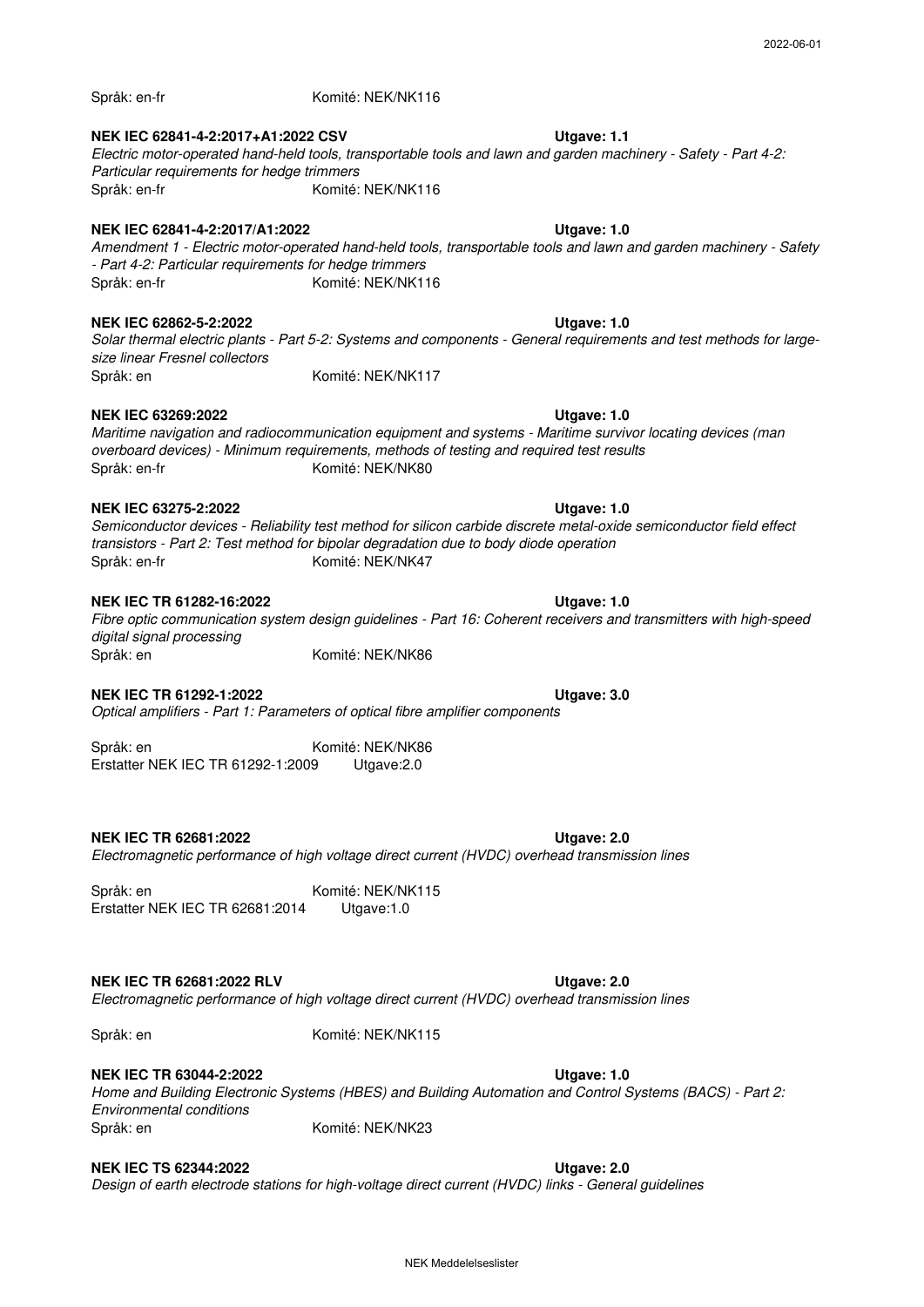Språk: en-fr Komité: NEK/NK116

**NEK IEC 62841-4-2:2017+A1:2022 CSV** **Utgave: 1.1**

*Electric motor-operated hand-held tools, transportable tools and lawn and garden machinery - Safety - Part 4-2: Particular requirements for hedge trimmers*

Språk: en-fr Komité: NEK/NK116

**NEK IEC 62841-4-2:2017/A1:2022** **Utgave: 1.0**

*Amendment 1 - Electric motor-operated hand-held tools, transportable tools and lawn and garden machinery - Safety - Part 4-2: Particular requirements for hedge trimmers*

Språk: en-fr Komité: NEK/NK116

**NEK IEC 62862-5-2:2022** **Utgave: 1.0**

*Solar thermal electric plants - Part 5-2: Systems and components - General requirements and test methods for large-size linear Fresnel collectors*

Språk: en Komité: NEK/NK117

**NEK IEC 63269:2022** **Utgave: 1.0**

*Maritime navigation and radiocommunication equipment and systems - Maritime survivor locating devices (man overboard devices) - Minimum requirements, methods of testing and required test results*

Språk: en-fr Komité: NEK/NK80

**NEK IEC 63275-2:2022** **Utgave: 1.0**

*Semiconductor devices - Reliability test method for silicon carbide discrete metal-oxide semiconductor field effect transistors - Part 2: Test method for bipolar degradation due to body diode operation*

Språk: en-fr Komité: NEK/NK47

**NEK IEC TR 61282-16:2022** **Utgave: 1.0**

*Fibre optic communication system design guidelines - Part 16: Coherent receivers and transmitters with high-speed digital signal processing*

Språk: en Komité: NEK/NK86

**NEK IEC TR 61292-1:2022** **Utgave: 3.0**

*Optical amplifiers - Part 1: Parameters of optical fibre amplifier components*

Språk: en Komité: NEK/NK86

Erstatter NEK IEC TR 61292-1:2009 Utgave:2.0

**NEK IEC TR 62681:2022** **Utgave: 2.0**

*Electromagnetic performance of high voltage direct current (HVDC) overhead transmission lines*

Språk: en Komité: NEK/NK115

Erstatter NEK IEC TR 62681:2014 Utgave:1.0

**NEK IEC TR 62681:2022 RLV** **Utgave: 2.0**

*Electromagnetic performance of high voltage direct current (HVDC) overhead transmission lines*

Språk: en Komité: NEK/NK115

**NEK IEC TR 63044-2:2022** **Utgave: 1.0**

*Home and Building Electronic Systems (HBES) and Building Automation and Control Systems (BACS) - Part 2: Environmental conditions*

Språk: en Komité: NEK/NK23

**NEK IEC TS 62344:2022** **Utgave: 2.0**

*Design of earth electrode stations for high-voltage direct current (HVDC) links - General guidelines*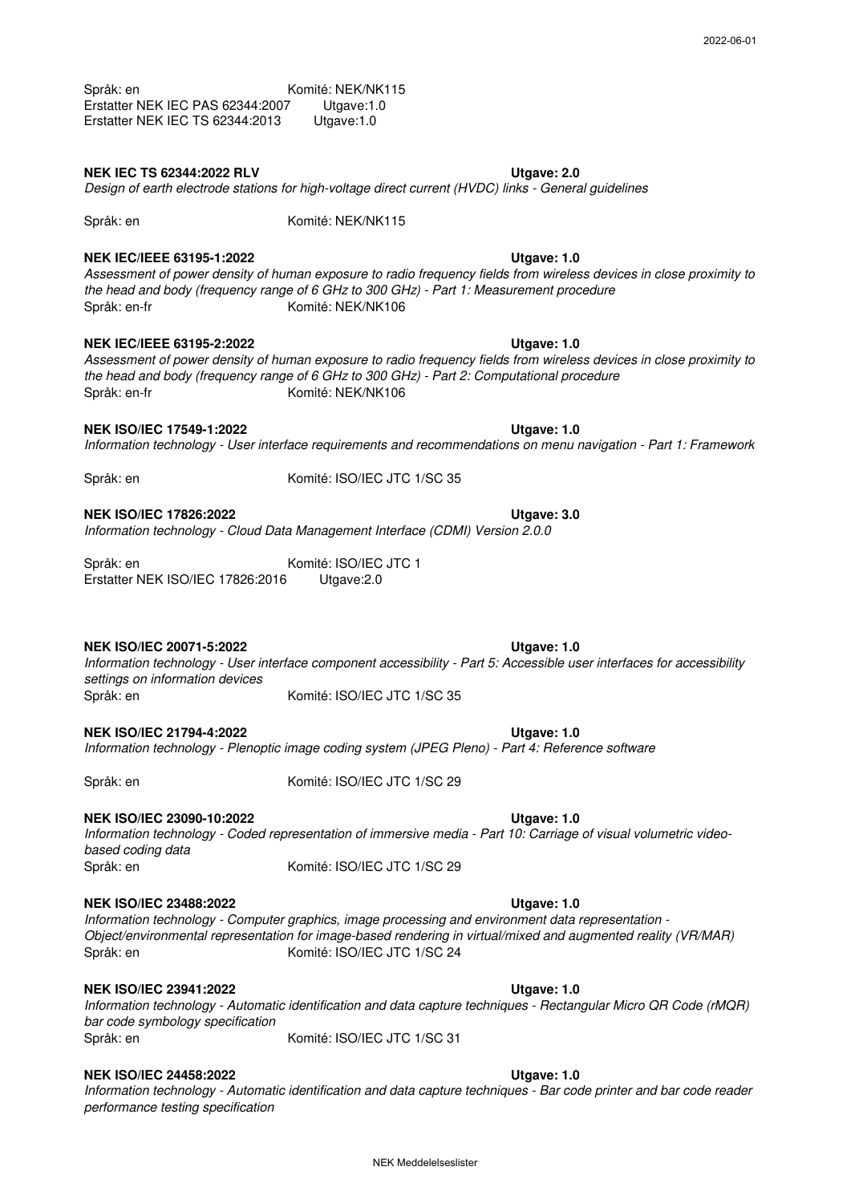Språk: en Komité: NEK/NK115
Erstatter NEK IEC PAS 62344:2007 Utgave:1.0
Erstatter NEK IEC TS 62344:2013 Utgave:1.0

**NEK IEC TS 62344:2022 RLV** **Utgave: 2.0**
*Design of earth electrode stations for high-voltage direct current (HVDC) links - General guidelines*

Språk: en Komité: NEK/NK115

**NEK IEC/IEEE 63195-1:2022** **Utgave: 1.0**
*Assessment of power density of human exposure to radio frequency fields from wireless devices in close proximity to the head and body (frequency range of 6 GHz to 300 GHz) - Part 1: Measurement procedure*
Språk: en-fr Komité: NEK/NK106

**NEK IEC/IEEE 63195-2:2022** **Utgave: 1.0**
*Assessment of power density of human exposure to radio frequency fields from wireless devices in close proximity to the head and body (frequency range of 6 GHz to 300 GHz) - Part 2: Computational procedure*
Språk: en-fr Komité: NEK/NK106

**NEK ISO/IEC 17549-1:2022** **Utgave: 1.0**
*Information technology - User interface requirements and recommendations on menu navigation - Part 1: Framework*

Språk: en Komité: ISO/IEC JTC 1/SC 35

**NEK ISO/IEC 17826:2022** **Utgave: 3.0**
*Information technology - Cloud Data Management Interface (CDMI) Version 2.0.0*

Språk: en Komité: ISO/IEC JTC 1
Erstatter NEK ISO/IEC 17826:2016 Utgave:2.0

**NEK ISO/IEC 20071-5:2022** **Utgave: 1.0**
*Information technology - User interface component accessibility - Part 5: Accessible user interfaces for accessibility settings on information devices*
Språk: en Komité: ISO/IEC JTC 1/SC 35

**NEK ISO/IEC 21794-4:2022** **Utgave: 1.0**
*Information technology - Plenoptic image coding system (JPEG Pleno) - Part 4: Reference software*

Språk: en Komité: ISO/IEC JTC 1/SC 29

**NEK ISO/IEC 23090-10:2022** **Utgave: 1.0**
*Information technology - Coded representation of immersive media - Part 10: Carriage of visual volumetric video-based coding data*
Språk: en Komité: ISO/IEC JTC 1/SC 29

**NEK ISO/IEC 23488:2022** **Utgave: 1.0**
*Information technology - Computer graphics, image processing and environment data representation - Object/environmental representation for image-based rendering in virtual/mixed and augmented reality (VR/MAR)*
Språk: en Komité: ISO/IEC JTC 1/SC 24

**NEK ISO/IEC 23941:2022** **Utgave: 1.0**
*Information technology - Automatic identification and data capture techniques - Rectangular Micro QR Code (rMQR) bar code symbology specification*
Språk: en Komité: ISO/IEC JTC 1/SC 31

**NEK ISO/IEC 24458:2022** **Utgave: 1.0**
*Information technology - Automatic identification and data capture techniques - Bar code printer and bar code reader performance testing specification*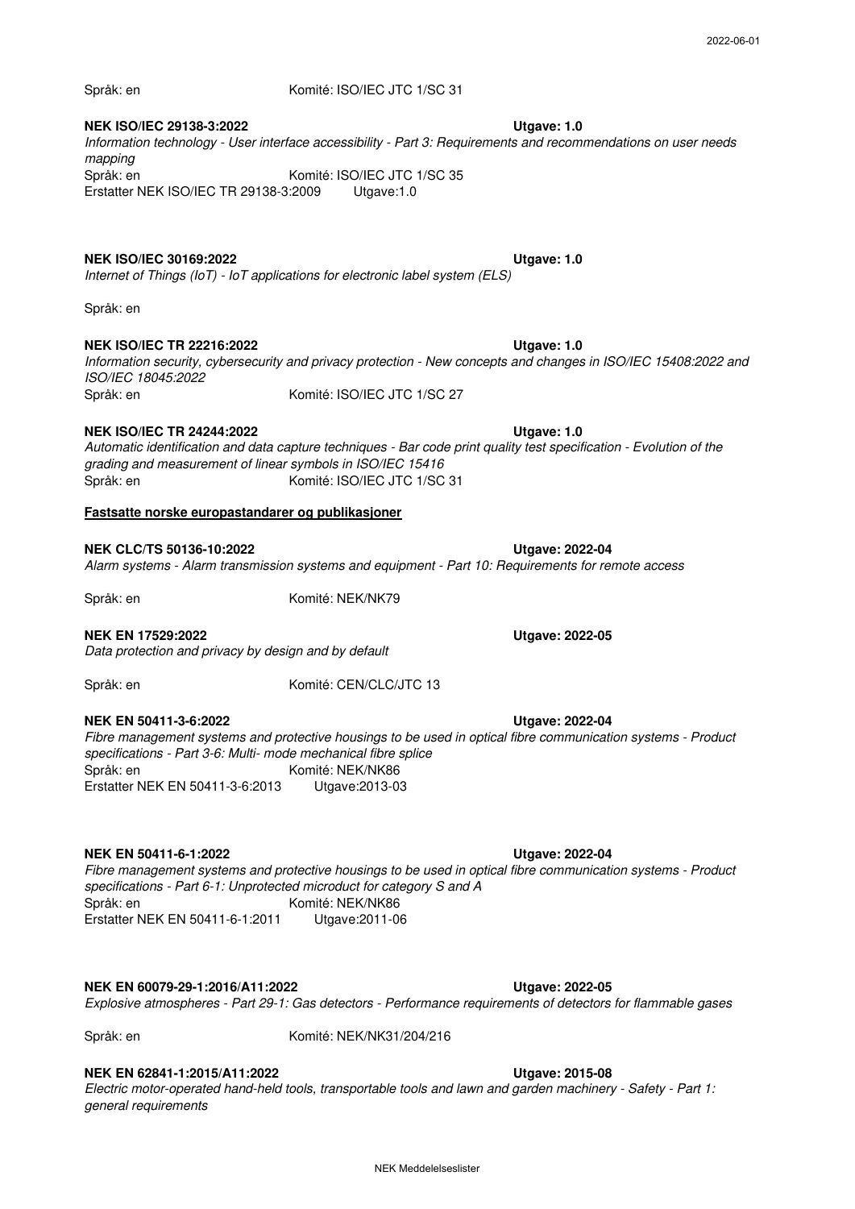Språk: en Komité: ISO/IEC JTC 1/SC 31

**NEK ISO/IEC 29138-3:2022** **Utgave: 1.0**
*Information technology - User interface accessibility - Part 3: Requirements and recommendations on user needs mapping*
Språk: en Komité: ISO/IEC JTC 1/SC 35
Erstatter NEK ISO/IEC TR 29138-3:2009 Utgave:1.0

**NEK ISO/IEC 30169:2022** **Utgave: 1.0**
*Internet of Things (IoT) - IoT applications for electronic label system (ELS)*

Språk: en

**NEK ISO/IEC TR 22216:2022** **Utgave: 1.0**
*Information security, cybersecurity and privacy protection - New concepts and changes in ISO/IEC 15408:2022 and ISO/IEC 18045:2022*
Språk: en Komité: ISO/IEC JTC 1/SC 27

**NEK ISO/IEC TR 24244:2022** **Utgave: 1.0**
*Automatic identification and data capture techniques - Bar code print quality test specification - Evolution of the grading and measurement of linear symbols in ISO/IEC 15416*
Språk: en Komité: ISO/IEC JTC 1/SC 31

**Fastsatte norske europastandarder og publikasjoner**

**NEK CLC/TS 50136-10:2022** **Utgave: 2022-04**
*Alarm systems - Alarm transmission systems and equipment - Part 10: Requirements for remote access*

Språk: en Komité: NEK/NK79

**NEK EN 17529:2022** **Utgave: 2022-05**
*Data protection and privacy by design and by default*

Språk: en Komité: CEN/CLC/JTC 13

**NEK EN 50411-3-6:2022** **Utgave: 2022-04**
*Fibre management systems and protective housings to be used in optical fibre communication systems - Product specifications - Part 3-6: Multi- mode mechanical fibre splice*
Språk: en Komité: NEK/NK86
Erstatter NEK EN 50411-3-6:2013 Utgave:2013-03

**NEK EN 50411-6-1:2022** **Utgave: 2022-04**
*Fibre management systems and protective housings to be used in optical fibre communication systems - Product specifications - Part 6-1: Unprotected microduct for category S and A*
Språk: en Komité: NEK/NK86
Erstatter NEK EN 50411-6-1:2011 Utgave:2011-06

**NEK EN 60079-29-1:2016/A11:2022** **Utgave: 2022-05**
*Explosive atmospheres - Part 29-1: Gas detectors - Performance requirements of detectors for flammable gases*

Språk: en Komité: NEK/NK31/204/216

**NEK EN 62841-1:2015/A11:2022** **Utgave: 2015-08**
*Electric motor-operated hand-held tools, transportable tools and lawn and garden machinery - Safety - Part 1: general requirements*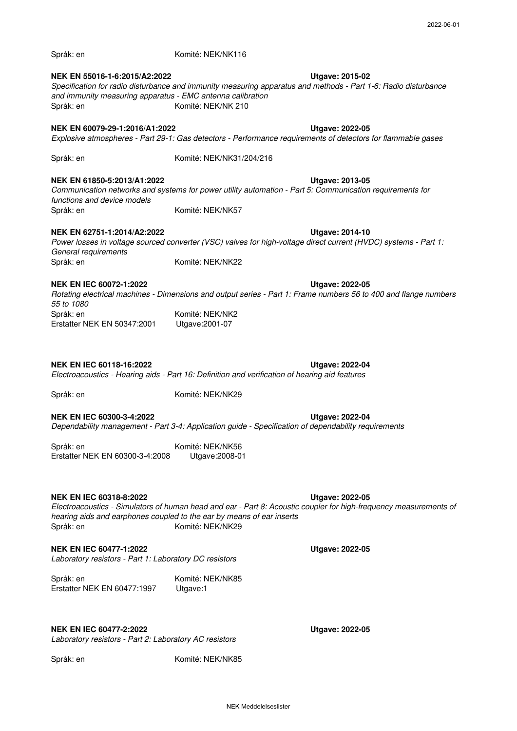Språk: en Komité: NEK/NK116

**NEK EN 55016-1-6:2015/A2:2022** **Utgave: 2015-02**

*Specification for radio disturbance and immunity measuring apparatus and methods - Part 1-6: Radio disturbance and immunity measuring apparatus - EMC antenna calibration*

Språk: en Komité: NEK/NK 210

**NEK EN 60079-29-1:2016/A1:2022** **Utgave: 2022-05**

*Explosive atmospheres - Part 29-1: Gas detectors - Performance requirements of detectors for flammable gases*

Språk: en Komité: NEK/NK31/204/216

**NEK EN 61850-5:2013/A1:2022** **Utgave: 2013-05**

*Communication networks and systems for power utility automation - Part 5: Communication requirements for functions and device models*

Språk: en Komité: NEK/NK57

**NEK EN 62751-1:2014/A2:2022** **Utgave: 2014-10**

*Power losses in voltage sourced converter (VSC) valves for high-voltage direct current (HVDC) systems - Part 1: General requirements*

Språk: en Komité: NEK/NK22

**NEK EN IEC 60072-1:2022** **Utgave: 2022-05**

*Rotating electrical machines - Dimensions and output series - Part 1: Frame numbers 56 to 400 and flange numbers 55 to 1080*

Språk: en Komité: NEK/NK2

Erstatter NEK EN 50347:2001 Utgave:2001-07

**NEK EN IEC 60118-16:2022** **Utgave: 2022-04**

*Electroacoustics - Hearing aids - Part 16: Definition and verification of hearing aid features*

Språk: en Komité: NEK/NK29

**NEK EN IEC 60300-3-4:2022** **Utgave: 2022-04**

*Dependability management - Part 3-4: Application guide - Specification of dependability requirements*

Språk: en Komité: NEK/NK56

Erstatter NEK EN 60300-3-4:2008 Utgave:2008-01

**NEK EN IEC 60318-8:2022** **Utgave: 2022-05**

*Electroacoustics - Simulators of human head and ear - Part 8: Acoustic coupler for high-frequency measurements of hearing aids and earphones coupled to the ear by means of ear inserts*

Språk: en Komité: NEK/NK29

**NEK EN IEC 60477-1:2022** **Utgave: 2022-05**

*Laboratory resistors - Part 1: Laboratory DC resistors*

Språk: en Komité: NEK/NK85

Erstatter NEK EN 60477:1997 Utgave:1

**NEK EN IEC 60477-2:2022** **Utgave: 2022-05**

*Laboratory resistors - Part 2: Laboratory AC resistors*

Språk: en Komité: NEK/NK85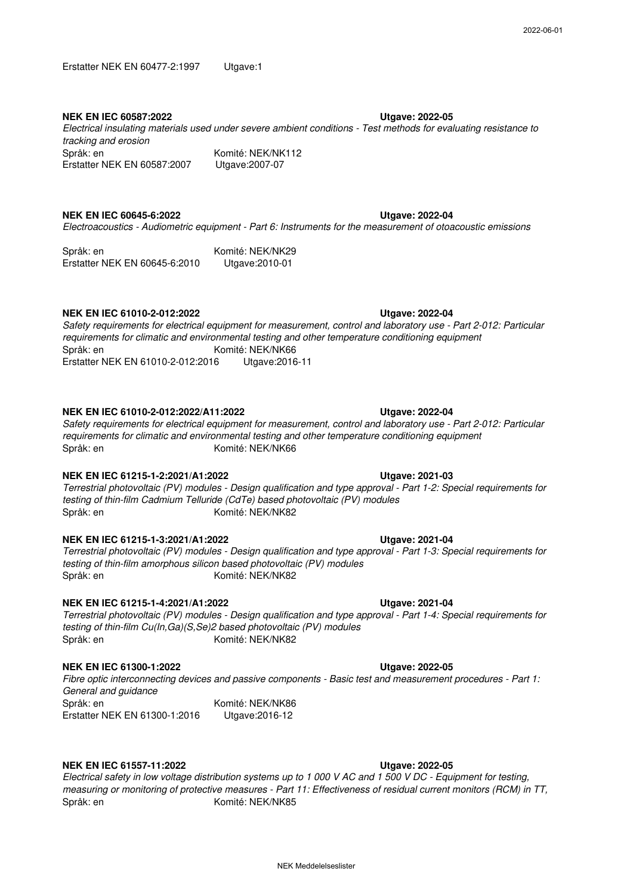Erstatter NEK EN 60477-2:1997    Utgave:1

**NEK EN IEC 60587:2022**    **Utgave: 2022-05**

*Electrical insulating materials used under severe ambient conditions - Test methods for evaluating resistance to tracking and erosion*

Språk: en    Komité: NEK/NK112

Erstatter NEK EN 60587:2007    Utgave:2007-07

**NEK EN IEC 60645-6:2022**    **Utgave: 2022-04**

*Electroacoustics - Audiometric equipment - Part 6: Instruments for the measurement of otoacoustic emissions*

Språk: en    Komité: NEK/NK29

Erstatter NEK EN 60645-6:2010    Utgave:2010-01

**NEK EN IEC 61010-2-012:2022**    **Utgave: 2022-04**

*Safety requirements for electrical equipment for measurement, control and laboratory use - Part 2-012: Particular requirements for climatic and environmental testing and other temperature conditioning equipment*

Språk: en    Komité: NEK/NK66

Erstatter NEK EN 61010-2-012:2016    Utgave:2016-11

**NEK EN IEC 61010-2-012:2022/A11:2022**    **Utgave: 2022-04**

*Safety requirements for electrical equipment for measurement, control and laboratory use - Part 2-012: Particular requirements for climatic and environmental testing and other temperature conditioning equipment*

Språk: en    Komité: NEK/NK66

**NEK EN IEC 61215-1-2:2021/A1:2022**    **Utgave: 2021-03**

*Terrestrial photovoltaic (PV) modules - Design qualification and type approval - Part 1-2: Special requirements for testing of thin-film Cadmium Telluride (CdTe) based photovoltaic (PV) modules*

Språk: en    Komité: NEK/NK82

**NEK EN IEC 61215-1-3:2021/A1:2022**    **Utgave: 2021-04**

*Terrestrial photovoltaic (PV) modules - Design qualification and type approval - Part 1-3: Special requirements for testing of thin-film amorphous silicon based photovoltaic (PV) modules*

Språk: en    Komité: NEK/NK82

**NEK EN IEC 61215-1-4:2021/A1:2022**    **Utgave: 2021-04**

*Terrestrial photovoltaic (PV) modules - Design qualification and type approval - Part 1-4: Special requirements for testing of thin-film Cu(In,Ga)(S,Se)2 based photovoltaic (PV) modules*

Språk: en    Komité: NEK/NK82

**NEK EN IEC 61300-1:2022**    **Utgave: 2022-05**

*Fibre optic interconnecting devices and passive components - Basic test and measurement procedures - Part 1: General and guidance*

Språk: en    Komité: NEK/NK86

Erstatter NEK EN 61300-1:2016    Utgave:2016-12

**NEK EN IEC 61557-11:2022**    **Utgave: 2022-05**

*Electrical safety in low voltage distribution systems up to 1 000 V AC and 1 500 V DC - Equipment for testing, measuring or monitoring of protective measures - Part 11: Effectiveness of residual current monitors (RCM) in TT,*

Språk: en    Komité: NEK/NK85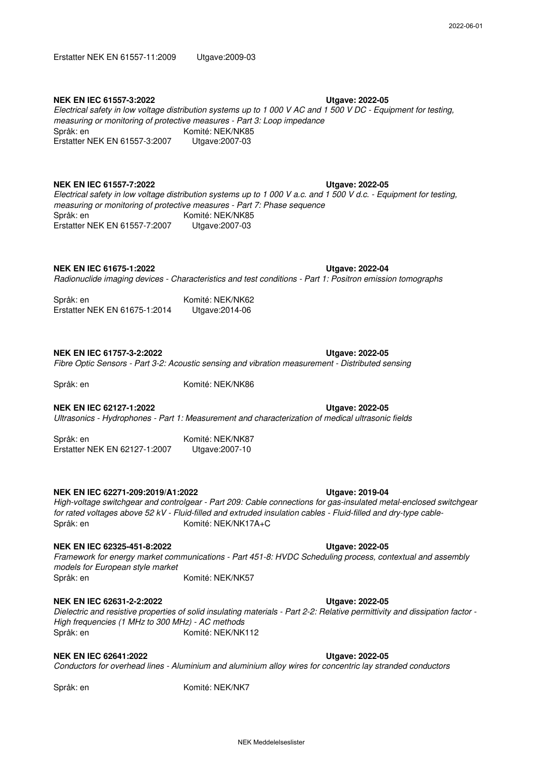Erstatter NEK EN 61557-11:2009 Utgave:2009-03

**NEK EN IEC 61557-3:2022** **Utgave: 2022-05**

*Electrical safety in low voltage distribution systems up to 1 000 V AC and 1 500 V DC - Equipment for testing, measuring or monitoring of protective measures - Part 3: Loop impedance*

Språk: en Komité: NEK/NK85

Erstatter NEK EN 61557-3:2007 Utgave:2007-03

**NEK EN IEC 61557-7:2022** **Utgave: 2022-05**

*Electrical safety in low voltage distribution systems up to 1 000 V a.c. and 1 500 V d.c. - Equipment for testing, measuring or monitoring of protective measures - Part 7: Phase sequence*

Språk: en Komité: NEK/NK85

Erstatter NEK EN 61557-7:2007 Utgave:2007-03

**NEK EN IEC 61675-1:2022** **Utgave: 2022-04**

*Radionuclide imaging devices - Characteristics and test conditions - Part 1: Positron emission tomographs*

Språk: en Komité: NEK/NK62

Erstatter NEK EN 61675-1:2014 Utgave:2014-06

**NEK EN IEC 61757-3-2:2022** **Utgave: 2022-05**

*Fibre Optic Sensors - Part 3-2: Acoustic sensing and vibration measurement - Distributed sensing*

Språk: en Komité: NEK/NK86

**NEK EN IEC 62127-1:2022** **Utgave: 2022-05**

*Ultrasonics - Hydrophones - Part 1: Measurement and characterization of medical ultrasonic fields*

Språk: en Komité: NEK/NK87

Erstatter NEK EN 62127-1:2007 Utgave:2007-10

**NEK EN IEC 62271-209:2019/A1:2022** **Utgave: 2019-04**

*High-voltage switchgear and controlgear - Part 209: Cable connections for gas-insulated metal-enclosed switchgear for rated voltages above 52 kV - Fluid-filled and extruded insulation cables - Fluid-filled and dry-type cable-*

Språk: en Komité: NEK/NK17A+C

**NEK EN IEC 62325-451-8:2022** **Utgave: 2022-05**

*Framework for energy market communications - Part 451-8: HVDC Scheduling process, contextual and assembly models for European style market*

Språk: en Komité: NEK/NK57

**NEK EN IEC 62631-2-2:2022** **Utgave: 2022-05**

*Dielectric and resistive properties of solid insulating materials - Part 2-2: Relative permittivity and dissipation factor - High frequencies (1 MHz to 300 MHz) - AC methods*

Språk: en Komité: NEK/NK112

**NEK EN IEC 62641:2022** **Utgave: 2022-05**

*Conductors for overhead lines - Aluminium and aluminium alloy wires for concentric lay stranded conductors*

Språk: en Komité: NEK/NK7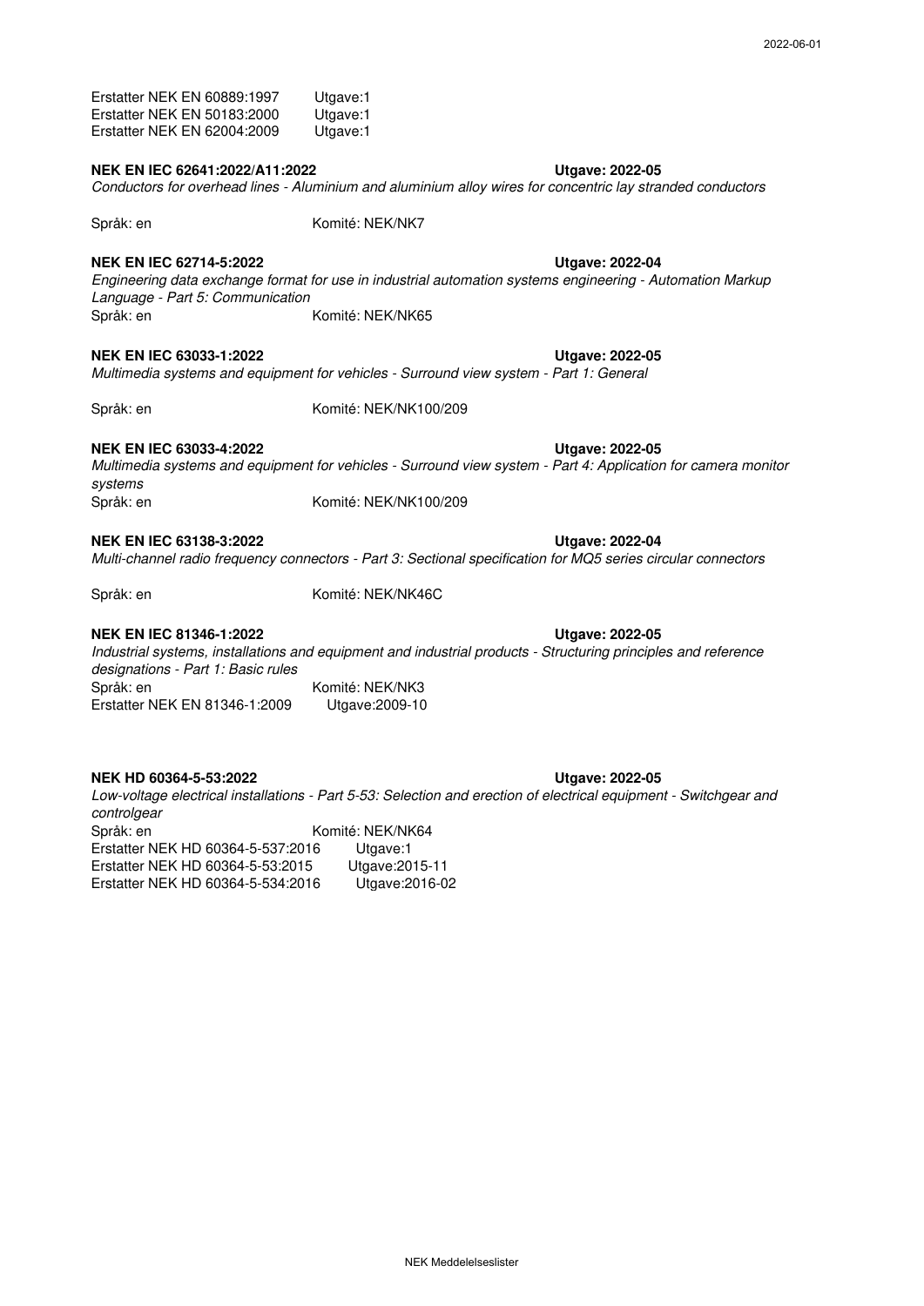Erstatter NEK EN 60889:1997 Utgave:1
Erstatter NEK EN 50183:2000 Utgave:1
Erstatter NEK EN 62004:2009 Utgave:1

**NEK EN IEC 62641:2022/A11:2022** **Utgave: 2022-05**

*Conductors for overhead lines - Aluminium and aluminium alloy wires for concentric lay stranded conductors*

Språk: en Komité: NEK/NK7

**NEK EN IEC 62714-5:2022** **Utgave: 2022-04**

*Engineering data exchange format for use in industrial automation systems engineering - Automation Markup Language - Part 5: Communication*

Språk: en Komité: NEK/NK65

**NEK EN IEC 63033-1:2022** **Utgave: 2022-05**

*Multimedia systems and equipment for vehicles - Surround view system - Part 1: General*

Språk: en Komité: NEK/NK100/209

**NEK EN IEC 63033-4:2022** **Utgave: 2022-05**

*Multimedia systems and equipment for vehicles - Surround view system - Part 4: Application for camera monitor systems*

Språk: en Komité: NEK/NK100/209

**NEK EN IEC 63138-3:2022** **Utgave: 2022-04**

*Multi-channel radio frequency connectors - Part 3: Sectional specification for MQ5 series circular connectors*

Språk: en Komité: NEK/NK46C

**NEK EN IEC 81346-1:2022** **Utgave: 2022-05**

*Industrial systems, installations and equipment and industrial products - Structuring principles and reference designations - Part 1: Basic rules*

Språk: en Komité: NEK/NK3
Erstatter NEK EN 81346-1:2009 Utgave:2009-10

**NEK HD 60364-5-53:2022** **Utgave: 2022-05**

*Low-voltage electrical installations - Part 5-53: Selection and erection of electrical equipment - Switchgear and controlgear*

Språk: en Komité: NEK/NK64
Erstatter NEK HD 60364-5-537:2016 Utgave:1
Erstatter NEK HD 60364-5-53:2015 Utgave:2015-11
Erstatter NEK HD 60364-5-534:2016 Utgave:2016-02